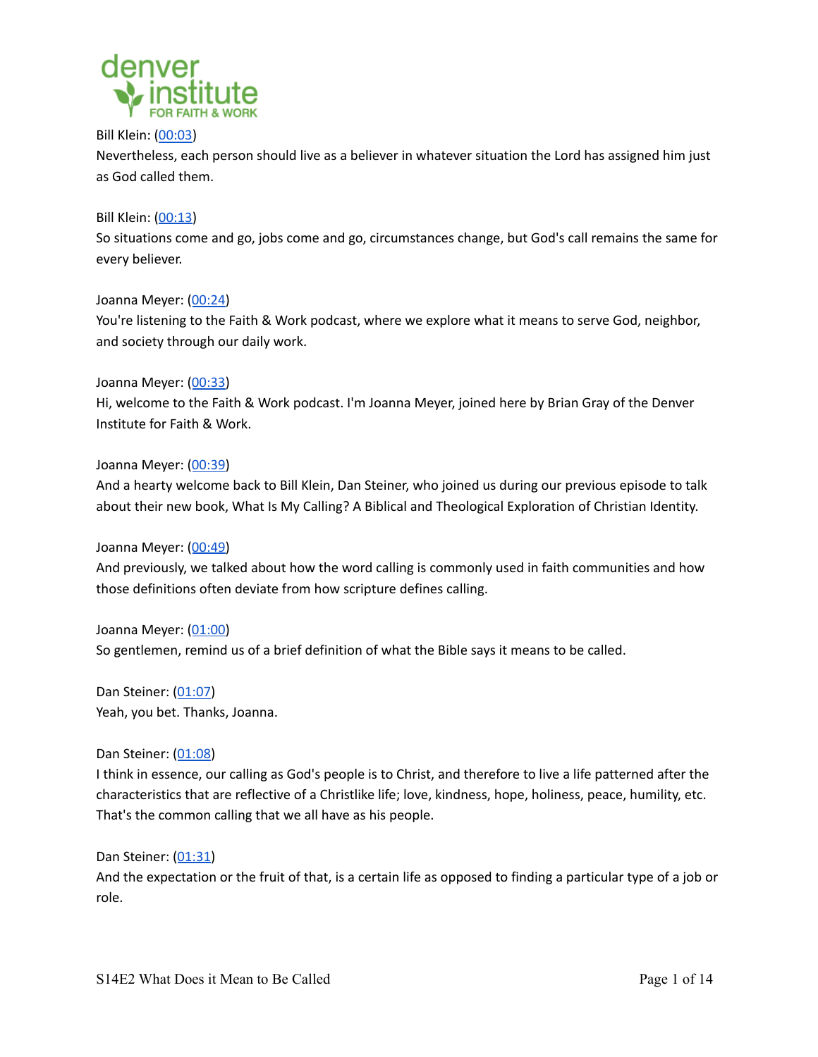Bill Klein: (00:03)
Nevertheless, each person should live as a believer in whatever situation the Lord has assigned him just as God called them.

Bill Klein: (00:13)
So situations come and go, jobs come and go, circumstances change, but God's call remains the same for every believer.

Joanna Meyer: (00:24)
You're listening to the Faith & Work podcast, where we explore what it means to serve God, neighbor, and society through our daily work.

Joanna Meyer: (00:33)
Hi, welcome to the Faith & Work podcast. I'm Joanna Meyer, joined here by Brian Gray of the Denver Institute for Faith & Work.

Joanna Meyer: (00:39)
And a hearty welcome back to Bill Klein, Dan Steiner, who joined us during our previous episode to talk about their new book, What Is My Calling? A Biblical and Theological Exploration of Christian Identity.

Joanna Meyer: (00:49)
And previously, we talked about how the word calling is commonly used in faith communities and how those definitions often deviate from how scripture defines calling.

Joanna Meyer: (01:00)
So gentlemen, remind us of a brief definition of what the Bible says it means to be called.

Dan Steiner: (01:07)
Yeah, you bet. Thanks, Joanna.

Dan Steiner: (01:08)
I think in essence, our calling as God's people is to Christ, and therefore to live a life patterned after the characteristics that are reflective of a Christlike life; love, kindness, hope, holiness, peace, humility, etc. That's the common calling that we all have as his people.

Dan Steiner: (01:31)
And the expectation or the fruit of that, is a certain life as opposed to finding a particular type of a job or role.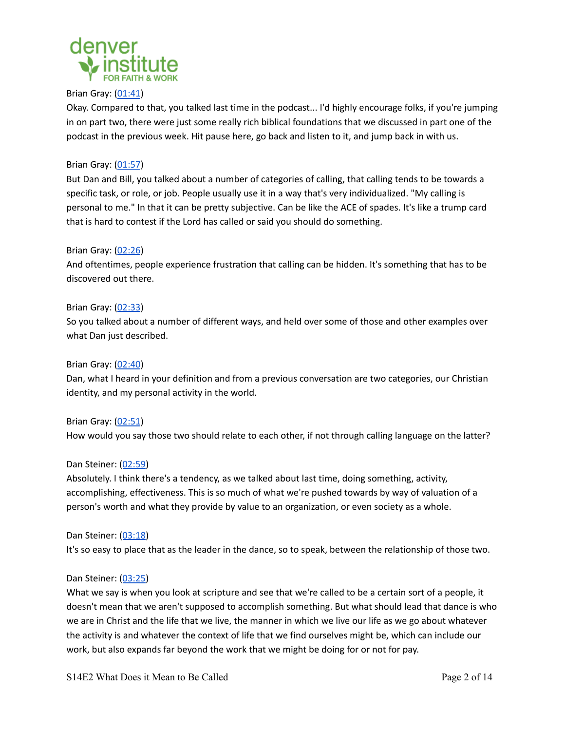Brian Gray: ([01:41](#))
Okay. Compared to that, you talked last time in the podcast... I'd highly encourage folks, if you're jumping in on part two, there were just some really rich biblical foundations that we discussed in part one of the podcast in the previous week. Hit pause here, go back and listen to it, and jump back in with us.

Brian Gray: ([01:57](#))
But Dan and Bill, you talked about a number of categories of calling, that calling tends to be towards a specific task, or role, or job. People usually use it in a way that's very individualized. "My calling is personal to me." In that it can be pretty subjective. Can be like the ACE of spades. It's like a trump card that is hard to contest if the Lord has called or said you should do something.

Brian Gray: ([02:26](#))
And oftentimes, people experience frustration that calling can be hidden. It's something that has to be discovered out there.

Brian Gray: ([02:33](#))
So you talked about a number of different ways, and held over some of those and other examples over what Dan just described.

Brian Gray: ([02:40](#))
Dan, what I heard in your definition and from a previous conversation are two categories, our Christian identity, and my personal activity in the world.

Brian Gray: ([02:51](#))
How would you say those two should relate to each other, if not through calling language on the latter?

Dan Steiner: ([02:59](#))
Absolutely. I think there's a tendency, as we talked about last time, doing something, activity, accomplishing, effectiveness. This is so much of what we're pushed towards by way of valuation of a person's worth and what they provide by value to an organization, or even society as a whole.

Dan Steiner: ([03:18](#))
It's so easy to place that as the leader in the dance, so to speak, between the relationship of those two.

Dan Steiner: ([03:25](#))
What we say is when you look at scripture and see that we're called to be a certain sort of a people, it doesn't mean that we aren't supposed to accomplish something. But what should lead that dance is who we are in Christ and the life that we live, the manner in which we live our life as we go about whatever the activity is and whatever the context of life that we find ourselves might be, which can include our work, but also expands far beyond the work that we might be doing for or not for pay.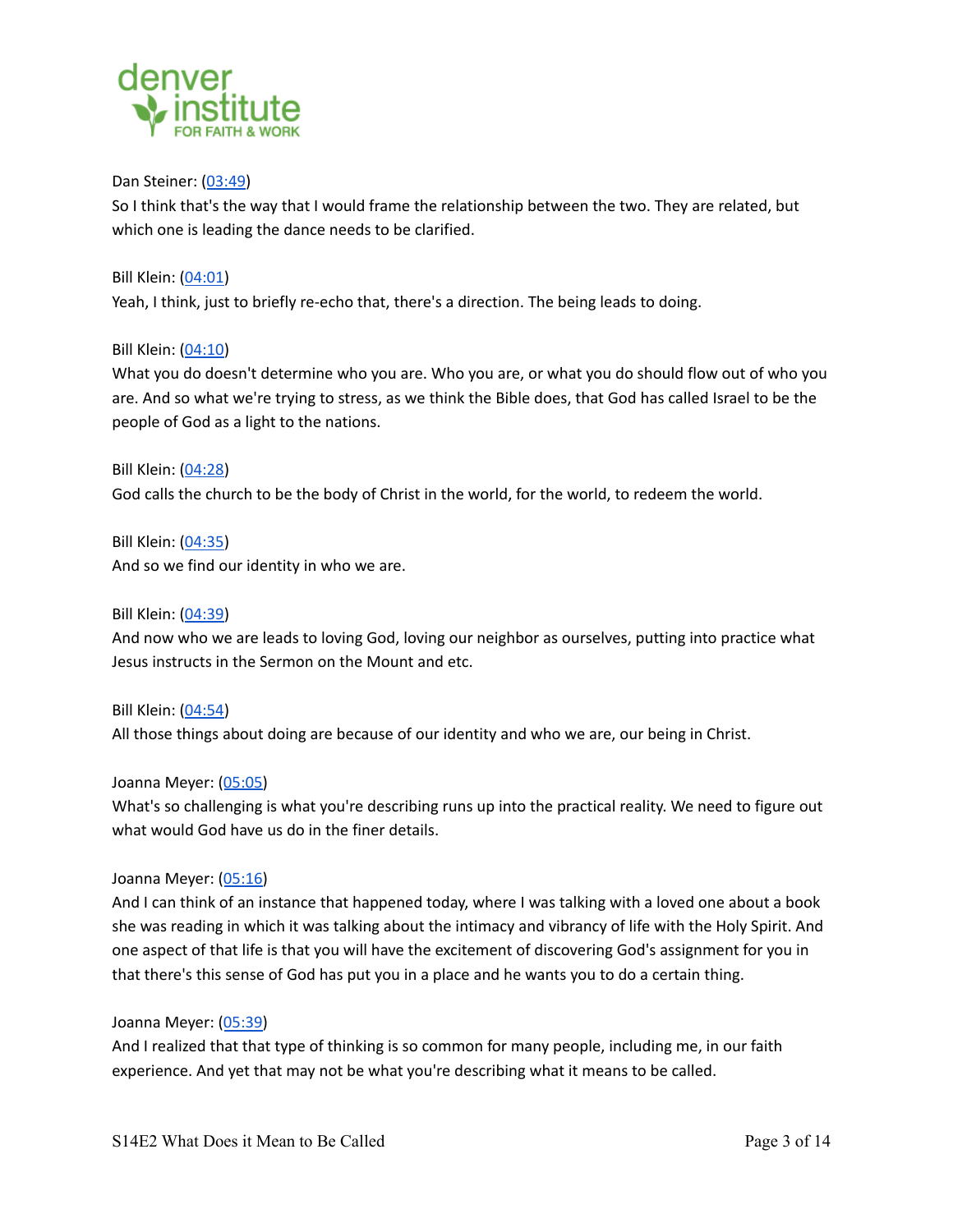Dan Steiner: (03:49)
So I think that's the way that I would frame the relationship between the two. They are related, but which one is leading the dance needs to be clarified.

Bill Klein: (04:01)
Yeah, I think, just to briefly re-echo that, there's a direction. The being leads to doing.

Bill Klein: (04:10)
What you do doesn't determine who you are. Who you are, or what you do should flow out of who you are. And so what we're trying to stress, as we think the Bible does, that God has called Israel to be the people of God as a light to the nations.

Bill Klein: (04:28)
God calls the church to be the body of Christ in the world, for the world, to redeem the world.

Bill Klein: (04:35)
And so we find our identity in who we are.

Bill Klein: (04:39)
And now who we are leads to loving God, loving our neighbor as ourselves, putting into practice what Jesus instructs in the Sermon on the Mount and etc.

Bill Klein: (04:54)
All those things about doing are because of our identity and who we are, our being in Christ.

Joanna Meyer: (05:05)
What's so challenging is what you're describing runs up into the practical reality. We need to figure out what would God have us do in the finer details.

Joanna Meyer: (05:16)
And I can think of an instance that happened today, where I was talking with a loved one about a book she was reading in which it was talking about the intimacy and vibrancy of life with the Holy Spirit. And one aspect of that life is that you will have the excitement of discovering God's assignment for you in that there's this sense of God has put you in a place and he wants you to do a certain thing.

Joanna Meyer: (05:39)
And I realized that that type of thinking is so common for many people, including me, in our faith experience. And yet that may not be what you're describing what it means to be called.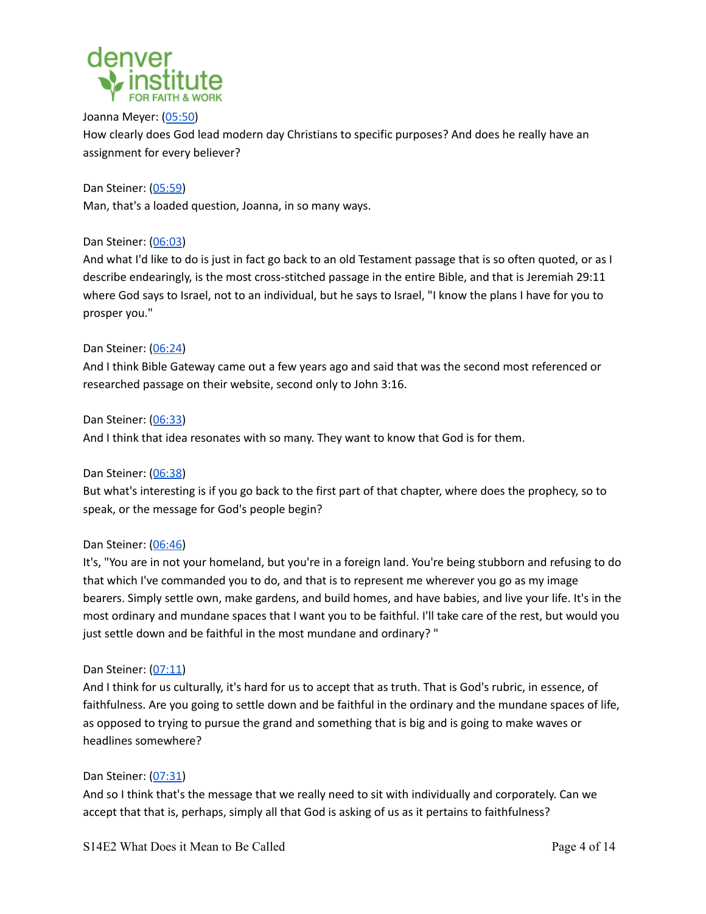Joanna Meyer: (05:50)
How clearly does God lead modern day Christians to specific purposes? And does he really have an assignment for every believer?

Dan Steiner: (05:59)
Man, that's a loaded question, Joanna, in so many ways.

Dan Steiner: (06:03)
And what I'd like to do is just in fact go back to an old Testament passage that is so often quoted, or as I describe endearingly, is the most cross-stitched passage in the entire Bible, and that is Jeremiah 29:11 where God says to Israel, not to an individual, but he says to Israel, "I know the plans I have for you to prosper you."

Dan Steiner: (06:24)
And I think Bible Gateway came out a few years ago and said that was the second most referenced or researched passage on their website, second only to John 3:16.

Dan Steiner: (06:33)
And I think that idea resonates with so many. They want to know that God is for them.

Dan Steiner: (06:38)
But what's interesting is if you go back to the first part of that chapter, where does the prophecy, so to speak, or the message for God's people begin?

Dan Steiner: (06:46)
It's, "You are in not your homeland, but you're in a foreign land. You're being stubborn and refusing to do that which I've commanded you to do, and that is to represent me wherever you go as my image bearers. Simply settle own, make gardens, and build homes, and have babies, and live your life. It's in the most ordinary and mundane spaces that I want you to be faithful. I'll take care of the rest, but would you just settle down and be faithful in the most mundane and ordinary? "

Dan Steiner: (07:11)
And I think for us culturally, it's hard for us to accept that as truth. That is God's rubric, in essence, of faithfulness. Are you going to settle down and be faithful in the ordinary and the mundane spaces of life, as opposed to trying to pursue the grand and something that is big and is going to make waves or headlines somewhere?

Dan Steiner: (07:31)
And so I think that's the message that we really need to sit with individually and corporately. Can we accept that that is, perhaps, simply all that God is asking of us as it pertains to faithfulness?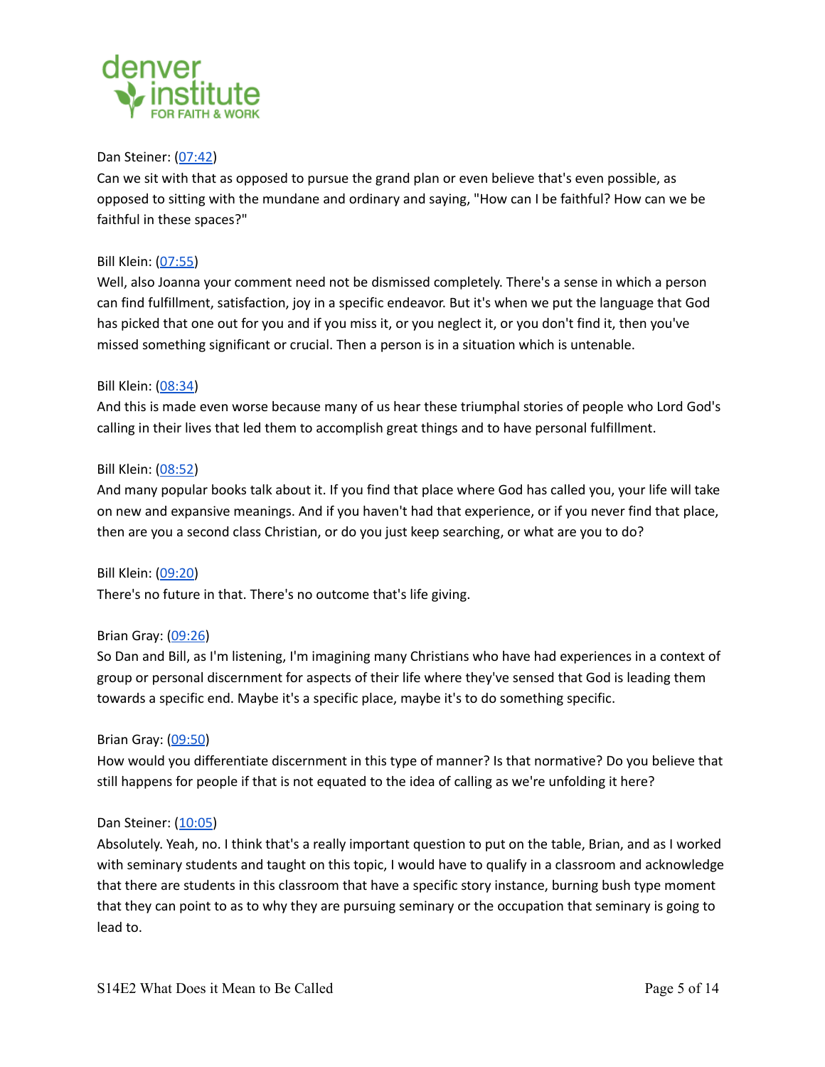Dan Steiner: ([07:42](#))
Can we sit with that as opposed to pursue the grand plan or even believe that's even possible, as opposed to sitting with the mundane and ordinary and saying, "How can I be faithful? How can we be faithful in these spaces?"

Bill Klein: ([07:55](#))
Well, also Joanna your comment need not be dismissed completely. There's a sense in which a person can find fulfillment, satisfaction, joy in a specific endeavor. But it's when we put the language that God has picked that one out for you and if you miss it, or you neglect it, or you don't find it, then you've missed something significant or crucial. Then a person is in a situation which is untenable.

Bill Klein: ([08:34](#))
And this is made even worse because many of us hear these triumphal stories of people who Lord God's calling in their lives that led them to accomplish great things and to have personal fulfillment.

Bill Klein: ([08:52](#))
And many popular books talk about it. If you find that place where God has called you, your life will take on new and expansive meanings. And if you haven't had that experience, or if you never find that place, then are you a second class Christian, or do you just keep searching, or what are you to do?

Bill Klein: ([09:20](#))
There's no future in that. There's no outcome that's life giving.

Brian Gray: ([09:26](#))
So Dan and Bill, as I'm listening, I'm imagining many Christians who have had experiences in a context of group or personal discernment for aspects of their life where they've sensed that God is leading them towards a specific end. Maybe it's a specific place, maybe it's to do something specific.

Brian Gray: ([09:50](#))
How would you differentiate discernment in this type of manner? Is that normative? Do you believe that still happens for people if that is not equated to the idea of calling as we're unfolding it here?

Dan Steiner: ([10:05](#))
Absolutely. Yeah, no. I think that's a really important question to put on the table, Brian, and as I worked with seminary students and taught on this topic, I would have to qualify in a classroom and acknowledge that there are students in this classroom that have a specific story instance, burning bush type moment that they can point to as to why they are pursuing seminary or the occupation that seminary is going to lead to.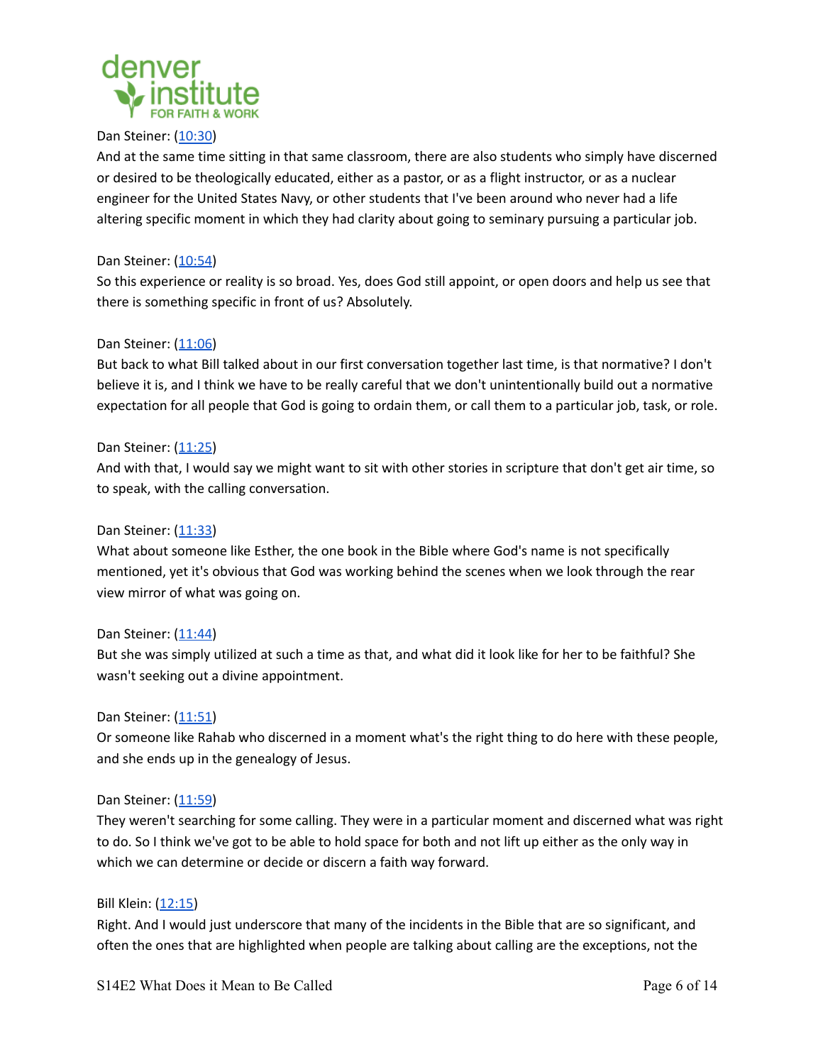Dan Steiner: (10:30)
And at the same time sitting in that same classroom, there are also students who simply have discerned or desired to be theologically educated, either as a pastor, or as a flight instructor, or as a nuclear engineer for the United States Navy, or other students that I've been around who never had a life altering specific moment in which they had clarity about going to seminary pursuing a particular job.

Dan Steiner: (10:54)
So this experience or reality is so broad. Yes, does God still appoint, or open doors and help us see that there is something specific in front of us? Absolutely.

Dan Steiner: (11:06)
But back to what Bill talked about in our first conversation together last time, is that normative? I don't believe it is, and I think we have to be really careful that we don't unintentionally build out a normative expectation for all people that God is going to ordain them, or call them to a particular job, task, or role.

Dan Steiner: (11:25)
And with that, I would say we might want to sit with other stories in scripture that don't get air time, so to speak, with the calling conversation.

Dan Steiner: (11:33)
What about someone like Esther, the one book in the Bible where God's name is not specifically mentioned, yet it's obvious that God was working behind the scenes when we look through the rear view mirror of what was going on.

Dan Steiner: (11:44)
But she was simply utilized at such a time as that, and what did it look like for her to be faithful? She wasn't seeking out a divine appointment.

Dan Steiner: (11:51)
Or someone like Rahab who discerned in a moment what's the right thing to do here with these people, and she ends up in the genealogy of Jesus.

Dan Steiner: (11:59)
They weren't searching for some calling. They were in a particular moment and discerned what was right to do. So I think we've got to be able to hold space for both and not lift up either as the only way in which we can determine or decide or discern a faith way forward.

Bill Klein: (12:15)
Right. And I would just underscore that many of the incidents in the Bible that are so significant, and often the ones that are highlighted when people are talking about calling are the exceptions, not the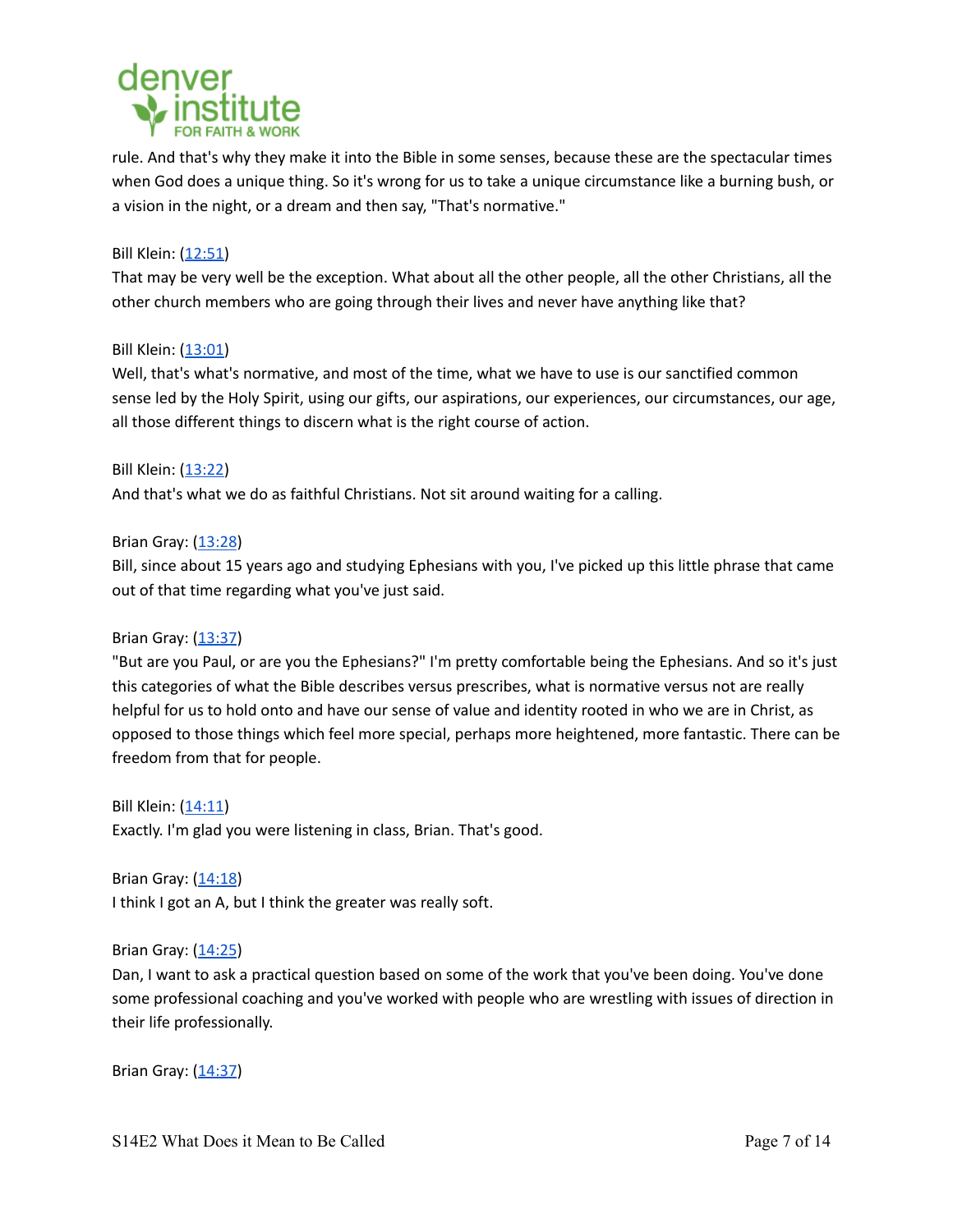rule. And that's why they make it into the Bible in some senses, because these are the spectacular times when God does a unique thing. So it's wrong for us to take a unique circumstance like a burning bush, or a vision in the night, or a dream and then say, "That's normative."

Bill Klein: ([12:51](#))
That may be very well be the exception. What about all the other people, all the other Christians, all the other church members who are going through their lives and never have anything like that?

Bill Klein: ([13:01](#))
Well, that's what's normative, and most of the time, what we have to use is our sanctified common sense led by the Holy Spirit, using our gifts, our aspirations, our experiences, our circumstances, our age, all those different things to discern what is the right course of action.

Bill Klein: ([13:22](#))
And that's what we do as faithful Christians. Not sit around waiting for a calling.

Brian Gray: ([13:28](#))
Bill, since about 15 years ago and studying Ephesians with you, I've picked up this little phrase that came out of that time regarding what you've just said.

Brian Gray: ([13:37](#))
"But are you Paul, or are you the Ephesians?" I'm pretty comfortable being the Ephesians. And so it's just this categories of what the Bible describes versus prescribes, what is normative versus not are really helpful for us to hold onto and have our sense of value and identity rooted in who we are in Christ, as opposed to those things which feel more special, perhaps more heightened, more fantastic. There can be freedom from that for people.

Bill Klein: ([14:11](#))
Exactly. I'm glad you were listening in class, Brian. That's good.

Brian Gray: ([14:18](#))
I think I got an A, but I think the greater was really soft.

Brian Gray: ([14:25](#))
Dan, I want to ask a practical question based on some of the work that you've been doing. You've done some professional coaching and you've worked with people who are wrestling with issues of direction in their life professionally.

Brian Gray: ([14:37](#))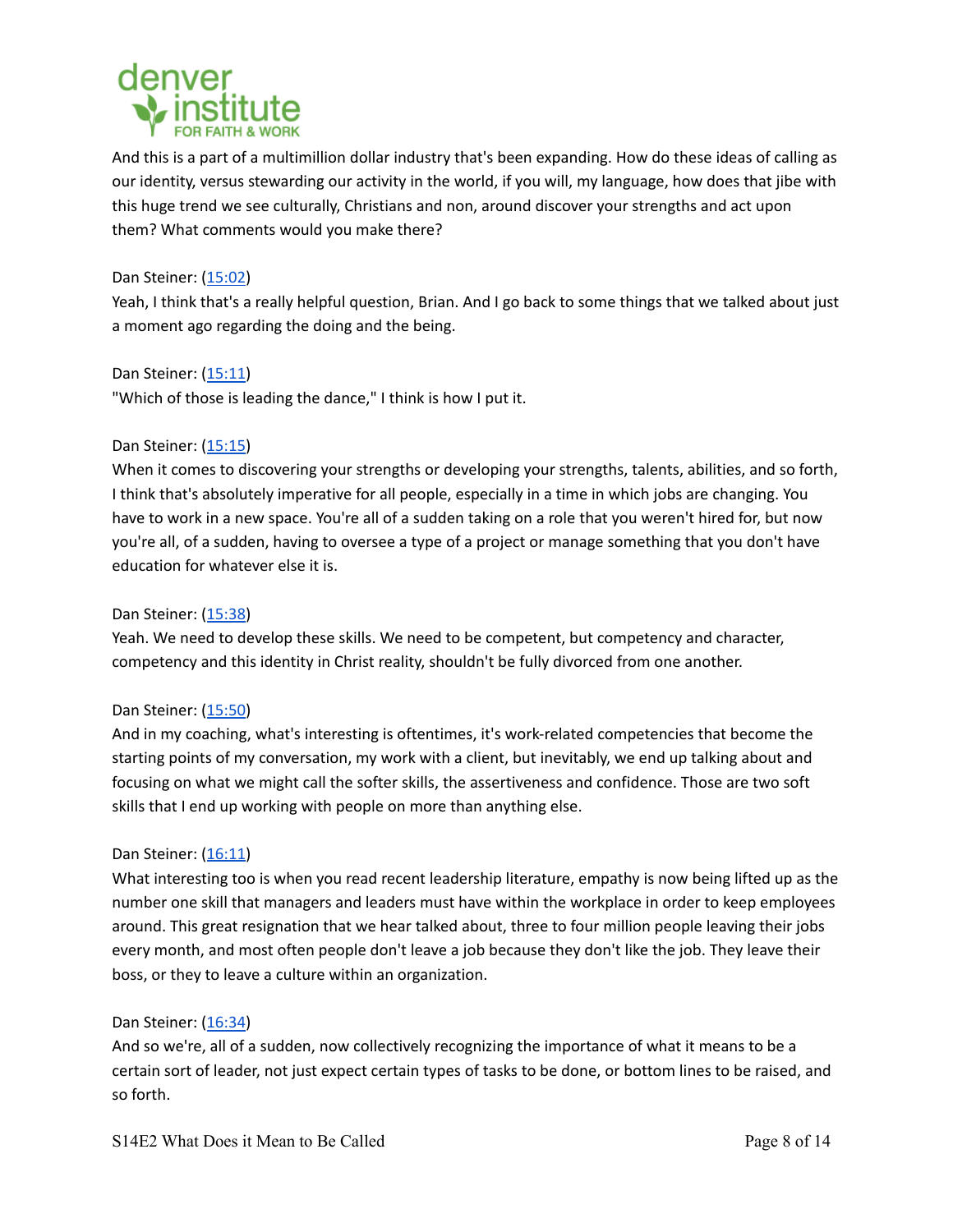And this is a part of a multimillion dollar industry that's been expanding. How do these ideas of calling as our identity, versus stewarding our activity in the world, if you will, my language, how does that jibe with this huge trend we see culturally, Christians and non, around discover your strengths and act upon them? What comments would you make there?

Dan Steiner: ([15:02](#))
Yeah, I think that's a really helpful question, Brian. And I go back to some things that we talked about just a moment ago regarding the doing and the being.

Dan Steiner: ([15:11](#))
"Which of those is leading the dance," I think is how I put it.

Dan Steiner: ([15:15](#))
When it comes to discovering your strengths or developing your strengths, talents, abilities, and so forth, I think that's absolutely imperative for all people, especially in a time in which jobs are changing. You have to work in a new space. You're all of a sudden taking on a role that you weren't hired for, but now you're all, of a sudden, having to oversee a type of a project or manage something that you don't have education for whatever else it is.

Dan Steiner: ([15:38](#))
Yeah. We need to develop these skills. We need to be competent, but competency and character, competency and this identity in Christ reality, shouldn't be fully divorced from one another.

Dan Steiner: ([15:50](#))
And in my coaching, what's interesting is oftentimes, it's work-related competencies that become the starting points of my conversation, my work with a client, but inevitably, we end up talking about and focusing on what we might call the softer skills, the assertiveness and confidence. Those are two soft skills that I end up working with people on more than anything else.

Dan Steiner: ([16:11](#))
What interesting too is when you read recent leadership literature, empathy is now being lifted up as the number one skill that managers and leaders must have within the workplace in order to keep employees around. This great resignation that we hear talked about, three to four million people leaving their jobs every month, and most often people don't leave a job because they don't like the job. They leave their boss, or they to leave a culture within an organization.

Dan Steiner: ([16:34](#))
And so we're, all of a sudden, now collectively recognizing the importance of what it means to be a certain sort of leader, not just expect certain types of tasks to be done, or bottom lines to be raised, and so forth.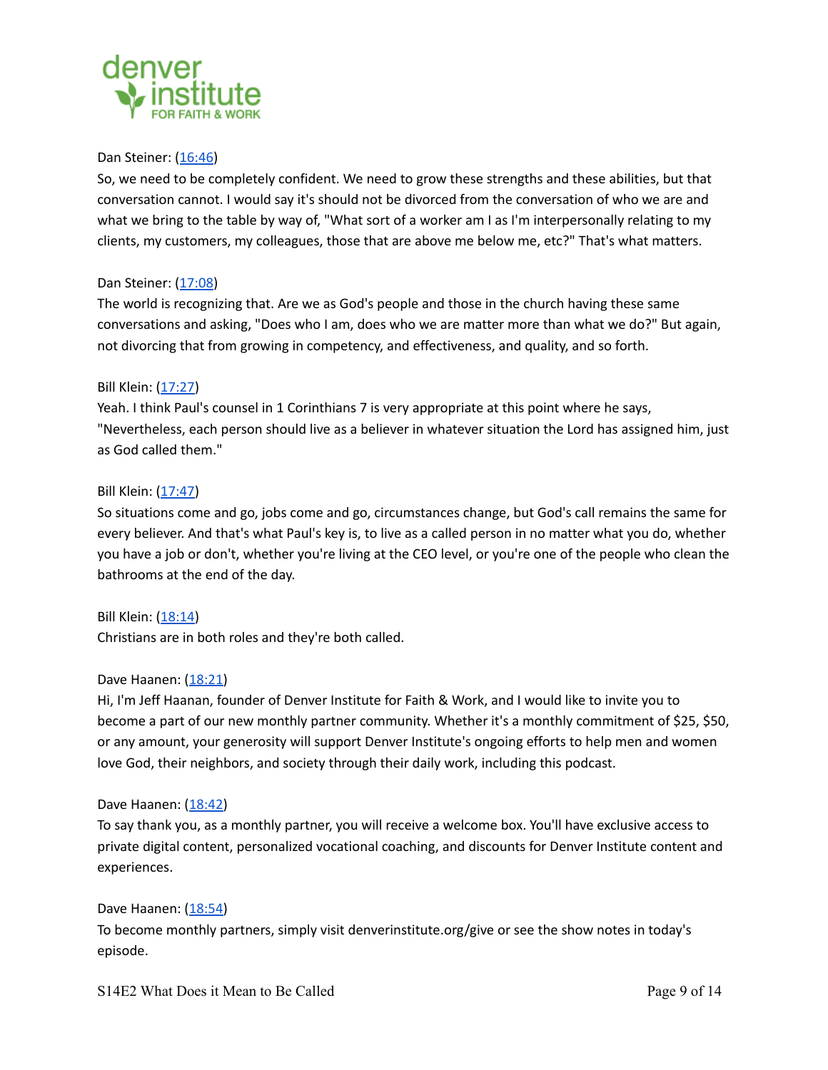Dan Steiner: ([16:46](#))
So, we need to be completely confident. We need to grow these strengths and these abilities, but that conversation cannot. I would say it's should not be divorced from the conversation of who we are and what we bring to the table by way of, "What sort of a worker am I as I'm interpersonally relating to my clients, my customers, my colleagues, those that are above me below me, etc?" That's what matters.

Dan Steiner: ([17:08](#))
The world is recognizing that. Are we as God's people and those in the church having these same conversations and asking, "Does who I am, does who we are matter more than what we do?" But again, not divorcing that from growing in competency, and effectiveness, and quality, and so forth.

Bill Klein: ([17:27](#))
Yeah. I think Paul's counsel in 1 Corinthians 7 is very appropriate at this point where he says, "Nevertheless, each person should live as a believer in whatever situation the Lord has assigned him, just as God called them."

Bill Klein: ([17:47](#))
So situations come and go, jobs come and go, circumstances change, but God's call remains the same for every believer. And that's what Paul's key is, to live as a called person in no matter what you do, whether you have a job or don't, whether you're living at the CEO level, or you're one of the people who clean the bathrooms at the end of the day.

Bill Klein: ([18:14](#))
Christians are in both roles and they're both called.

Dave Haanen: ([18:21](#))
Hi, I'm Jeff Haanan, founder of Denver Institute for Faith & Work, and I would like to invite you to become a part of our new monthly partner community. Whether it's a monthly commitment of $25, $50, or any amount, your generosity will support Denver Institute's ongoing efforts to help men and women love God, their neighbors, and society through their daily work, including this podcast.

Dave Haanen: ([18:42](#))
To say thank you, as a monthly partner, you will receive a welcome box. You'll have exclusive access to private digital content, personalized vocational coaching, and discounts for Denver Institute content and experiences.

Dave Haanen: ([18:54](#))
To become monthly partners, simply visit denverinstitute.org/give or see the show notes in today's episode.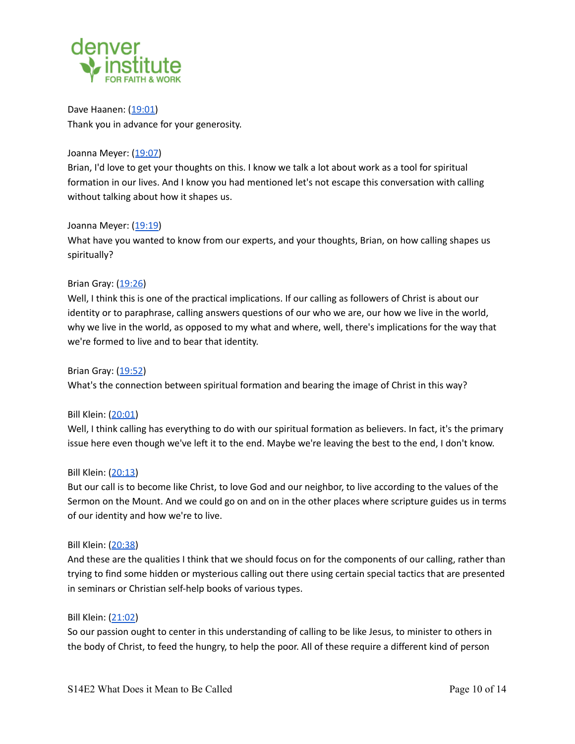Dave Haanen: ([19:01](#))
Thank you in advance for your generosity.

Joanna Meyer: ([19:07](#))
Brian, I'd love to get your thoughts on this. I know we talk a lot about work as a tool for spiritual formation in our lives. And I know you had mentioned let's not escape this conversation with calling without talking about how it shapes us.

Joanna Meyer: ([19:19](#))
What have you wanted to know from our experts, and your thoughts, Brian, on how calling shapes us spiritually?

Brian Gray: ([19:26](#))
Well, I think this is one of the practical implications. If our calling as followers of Christ is about our identity or to paraphrase, calling answers questions of our who we are, our how we live in the world, why we live in the world, as opposed to my what and where, well, there's implications for the way that we're formed to live and to bear that identity.

Brian Gray: ([19:52](#))
What's the connection between spiritual formation and bearing the image of Christ in this way?

Bill Klein: ([20:01](#))
Well, I think calling has everything to do with our spiritual formation as believers. In fact, it's the primary issue here even though we've left it to the end. Maybe we're leaving the best to the end, I don't know.

Bill Klein: ([20:13](#))
But our call is to become like Christ, to love God and our neighbor, to live according to the values of the Sermon on the Mount. And we could go on and on in the other places where scripture guides us in terms of our identity and how we're to live.

Bill Klein: ([20:38](#))
And these are the qualities I think that we should focus on for the components of our calling, rather than trying to find some hidden or mysterious calling out there using certain special tactics that are presented in seminars or Christian self-help books of various types.

Bill Klein: ([21:02](#))
So our passion ought to center in this understanding of calling to be like Jesus, to minister to others in the body of Christ, to feed the hungry, to help the poor. All of these require a different kind of person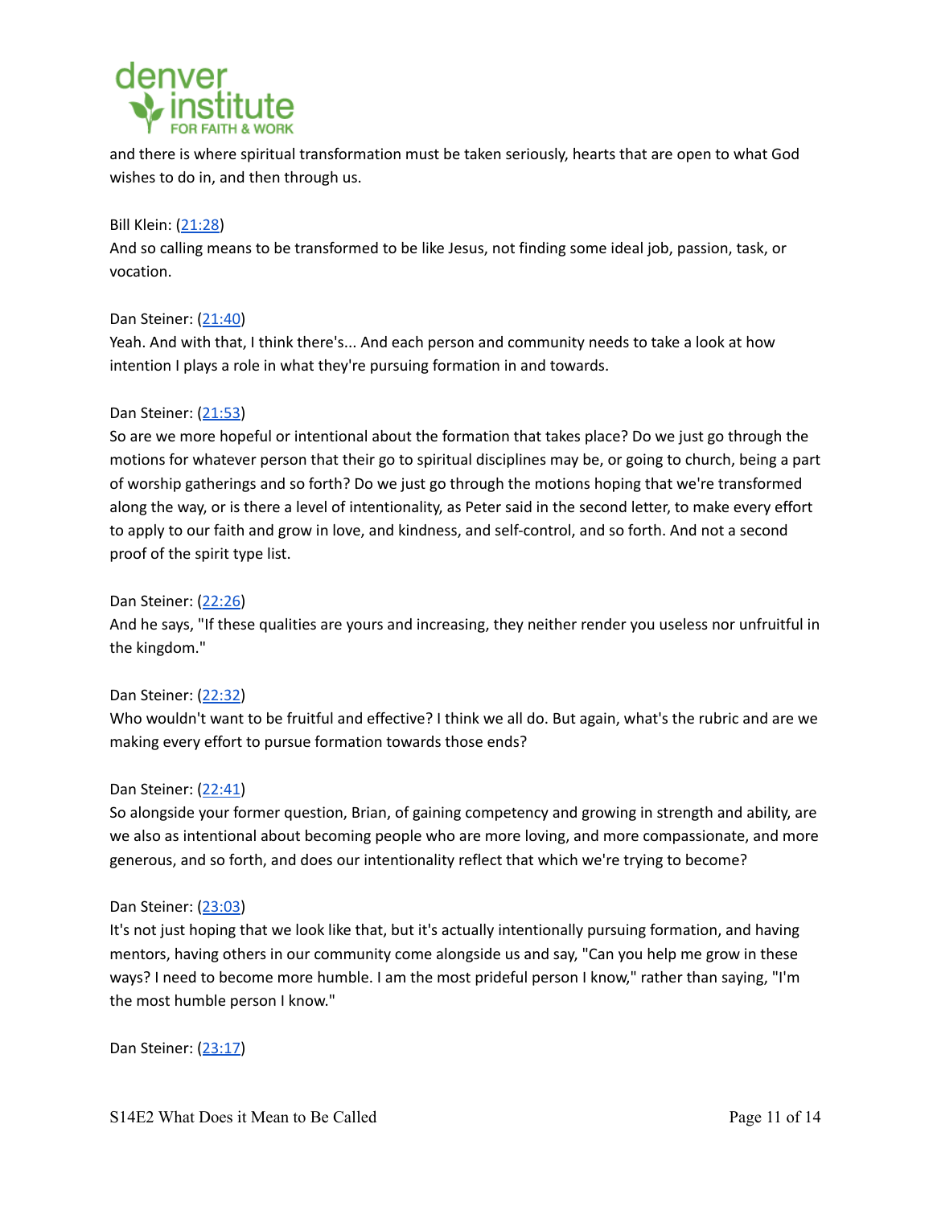and there is where spiritual transformation must be taken seriously, hearts that are open to what God wishes to do in, and then through us.

Bill Klein: (21:28)
And so calling means to be transformed to be like Jesus, not finding some ideal job, passion, task, or vocation.

Dan Steiner: (21:40)
Yeah. And with that, I think there's... And each person and community needs to take a look at how intention I plays a role in what they're pursuing formation in and towards.

Dan Steiner: (21:53)
So are we more hopeful or intentional about the formation that takes place? Do we just go through the motions for whatever person that their go to spiritual disciplines may be, or going to church, being a part of worship gatherings and so forth? Do we just go through the motions hoping that we're transformed along the way, or is there a level of intentionality, as Peter said in the second letter, to make every effort to apply to our faith and grow in love, and kindness, and self-control, and so forth. And not a second proof of the spirit type list.

Dan Steiner: (22:26)
And he says, "If these qualities are yours and increasing, they neither render you useless nor unfruitful in the kingdom."

Dan Steiner: (22:32)
Who wouldn't want to be fruitful and effective? I think we all do. But again, what's the rubric and are we making every effort to pursue formation towards those ends?

Dan Steiner: (22:41)
So alongside your former question, Brian, of gaining competency and growing in strength and ability, are we also as intentional about becoming people who are more loving, and more compassionate, and more generous, and so forth, and does our intentionality reflect that which we're trying to become?

Dan Steiner: (23:03)
It's not just hoping that we look like that, but it's actually intentionally pursuing formation, and having mentors, having others in our community come alongside us and say, "Can you help me grow in these ways? I need to become more humble. I am the most prideful person I know," rather than saying, "I'm the most humble person I know."

Dan Steiner: (23:17)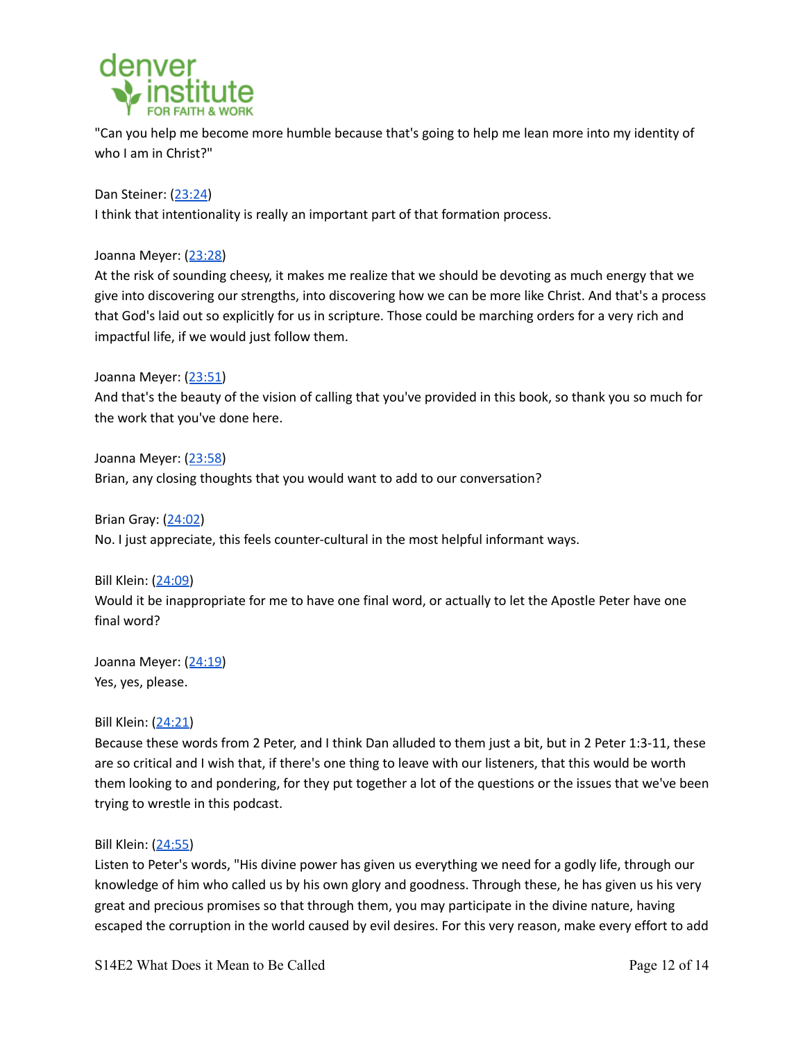"Can you help me become more humble because that's going to help me lean more into my identity of who I am in Christ?"

Dan Steiner: ([23:24](#))
I think that intentionality is really an important part of that formation process.

Joanna Meyer: ([23:28](#))
At the risk of sounding cheesy, it makes me realize that we should be devoting as much energy that we give into discovering our strengths, into discovering how we can be more like Christ. And that's a process that God's laid out so explicitly for us in scripture. Those could be marching orders for a very rich and impactful life, if we would just follow them.

Joanna Meyer: ([23:51](#))
And that's the beauty of the vision of calling that you've provided in this book, so thank you so much for the work that you've done here.

Joanna Meyer: ([23:58](#))
Brian, any closing thoughts that you would want to add to our conversation?

Brian Gray: ([24:02](#))
No. I just appreciate, this feels counter-cultural in the most helpful informant ways.

Bill Klein: ([24:09](#))
Would it be inappropriate for me to have one final word, or actually to let the Apostle Peter have one final word?

Joanna Meyer: ([24:19](#))
Yes, yes, please.

Bill Klein: ([24:21](#))
Because these words from 2 Peter, and I think Dan alluded to them just a bit, but in 2 Peter 1:3-11, these are so critical and I wish that, if there's one thing to leave with our listeners, that this would be worth them looking to and pondering, for they put together a lot of the questions or the issues that we've been trying to wrestle in this podcast.

Bill Klein: ([24:55](#))
Listen to Peter's words, "His divine power has given us everything we need for a godly life, through our knowledge of him who called us by his own glory and goodness. Through these, he has given us his very great and precious promises so that through them, you may participate in the divine nature, having escaped the corruption in the world caused by evil desires. For this very reason, make every effort to add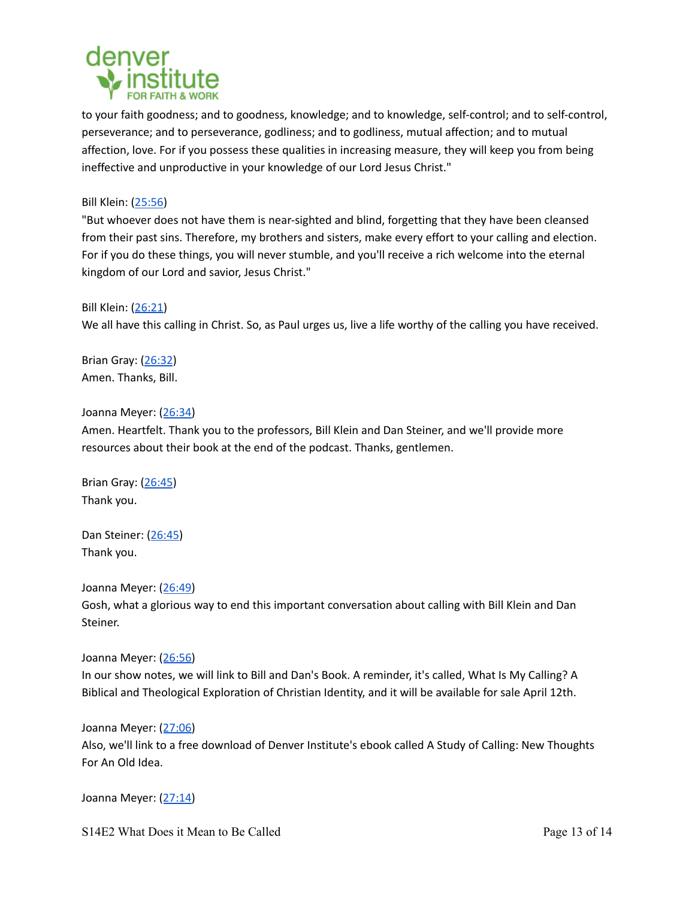to your faith goodness; and to goodness, knowledge; and to knowledge, self-control; and to self-control, perseverance; and to perseverance, godliness; and to godliness, mutual affection; and to mutual affection, love. For if you possess these qualities in increasing measure, they will keep you from being ineffective and unproductive in your knowledge of our Lord Jesus Christ."

Bill Klein: (25:56)
"But whoever does not have them is near-sighted and blind, forgetting that they have been cleansed from their past sins. Therefore, my brothers and sisters, make every effort to your calling and election. For if you do these things, you will never stumble, and you'll receive a rich welcome into the eternal kingdom of our Lord and savior, Jesus Christ."

Bill Klein: (26:21)
We all have this calling in Christ. So, as Paul urges us, live a life worthy of the calling you have received.

Brian Gray: (26:32)
Amen. Thanks, Bill.

Joanna Meyer: (26:34)
Amen. Heartfelt. Thank you to the professors, Bill Klein and Dan Steiner, and we'll provide more resources about their book at the end of the podcast. Thanks, gentlemen.

Brian Gray: (26:45)
Thank you.

Dan Steiner: (26:45)
Thank you.

Joanna Meyer: (26:49)
Gosh, what a glorious way to end this important conversation about calling with Bill Klein and Dan Steiner.

Joanna Meyer: (26:56)
In our show notes, we will link to Bill and Dan's Book. A reminder, it's called, What Is My Calling? A Biblical and Theological Exploration of Christian Identity, and it will be available for sale April 12th.

Joanna Meyer: (27:06)
Also, we'll link to a free download of Denver Institute's ebook called A Study of Calling: New Thoughts For An Old Idea.

Joanna Meyer: (27:14)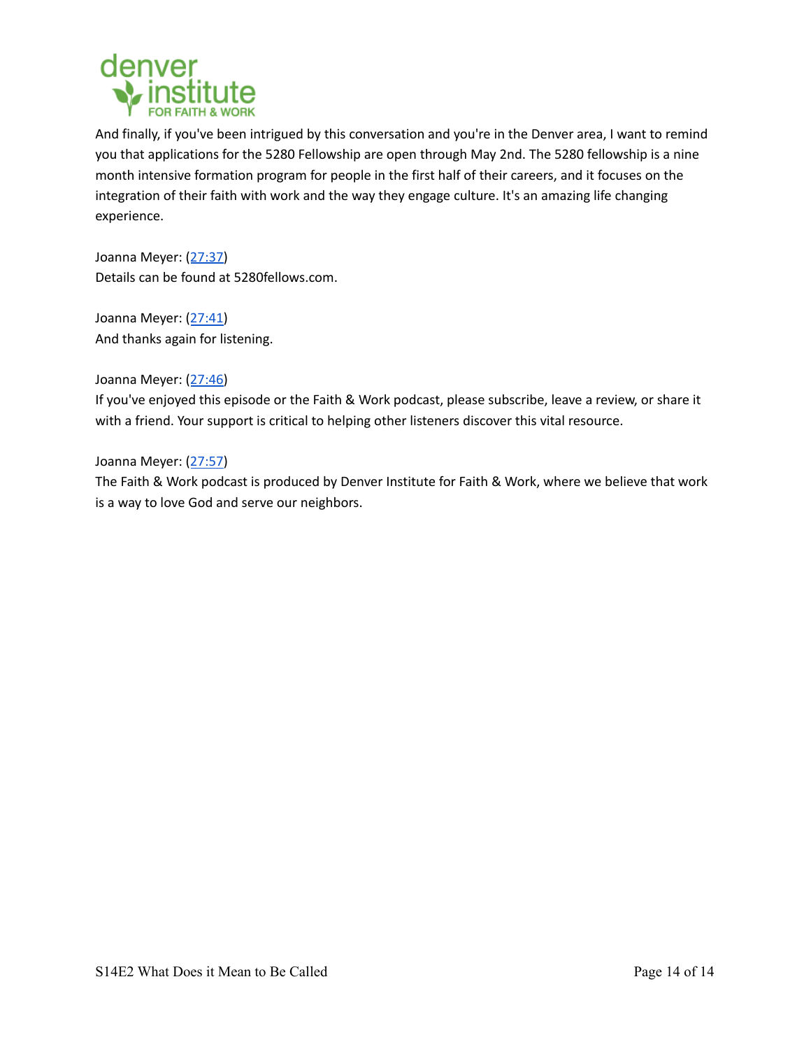And finally, if you've been intrigued by this conversation and you're in the Denver area, I want to remind you that applications for the 5280 Fellowship are open through May 2nd. The 5280 fellowship is a nine month intensive formation program for people in the first half of their careers, and it focuses on the integration of their faith with work and the way they engage culture. It's an amazing life changing experience.

Joanna Meyer: (27:37)
Details can be found at 5280fellows.com.

Joanna Meyer: (27:41)
And thanks again for listening.

Joanna Meyer: (27:46)
If you've enjoyed this episode or the Faith & Work podcast, please subscribe, leave a review, or share it with a friend. Your support is critical to helping other listeners discover this vital resource.

Joanna Meyer: (27:57)
The Faith & Work podcast is produced by Denver Institute for Faith & Work, where we believe that work is a way to love God and serve our neighbors.